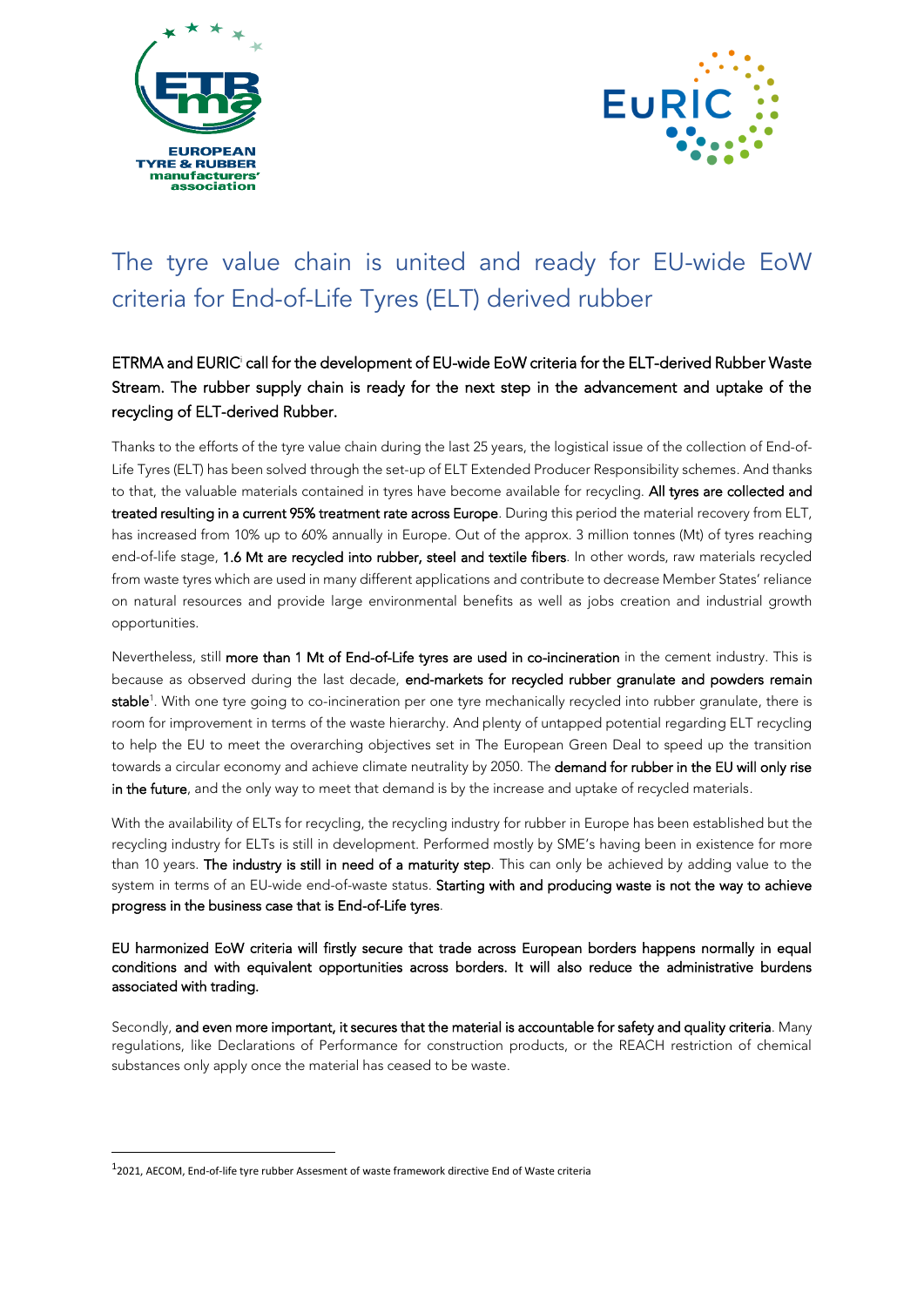# The tyre value chain is united and ready for EU-wide EoW criteria for End-of-Life Tyres (ELT) derived rubber

**ETRMA and EURIC[i] call for the development of EU-wide EoW criteria for the ELT-derived Rubber Waste Stream. The rubber supply chain is ready for the next step in the advancement and uptake of the recycling of ELT-derived Rubber.**

Thanks to the efforts of the tyre value chain during the last 25 years, the logistical issue of the collection of End-of-Life Tyres (ELT) has been solved through the set-up of ELT Extended Producer Responsibility schemes. And thanks to that, the valuable materials contained in tyres have become available for recycling. **All tyres are collected and treated resulting in a current 95% treatment rate across Europe**. During this period the material recovery from ELT, has increased from 10% up to 60% annually in Europe. Out of the approx. 3 million tonnes (Mt) of tyres reaching end-of-life stage, **1.6 Mt are recycled into rubber, steel and textile fibers**. In other words, raw materials recycled from waste tyres which are used in many different applications and contribute to decrease Member States' reliance on natural resources and provide large environmental benefits as well as jobs creation and industrial growth opportunities.

Nevertheless, still **more than 1 Mt of End-of-Life tyres are used in co-incineration** in the cement industry. This is because as observed during the last decade, **end-markets for recycled rubber granulate and powders remain stable**[1]. With one tyre going to co-incineration per one tyre mechanically recycled into rubber granulate, there is room for improvement in terms of the waste hierarchy. And plenty of untapped potential regarding ELT recycling to help the EU to meet the overarching objectives set in The European Green Deal to speed up the transition towards a circular economy and achieve climate neutrality by 2050. The **demand for rubber in the EU will only rise in the future**, and the only way to meet that demand is by the increase and uptake of recycled materials.

With the availability of ELTs for recycling, the recycling industry for rubber in Europe has been established but the recycling industry for ELTs is still in development. Performed mostly by SME's having been in existence for more than 10 years. **The industry is still in need of a maturity step**. This can only be achieved by adding value to the system in terms of an EU-wide end-of-waste status. **Starting with and producing waste is not the way to achieve progress in the business case that is End-of-Life tyres**.

**EU harmonized EoW criteria will firstly secure that trade across European borders happens normally in equal conditions and with equivalent opportunities across borders. It will also reduce the administrative burdens associated with trading.**

Secondly, **and even more important, it secures that the material is accountable for safety and quality criteria**. Many regulations, like Declarations of Performance for construction products, or the REACH restriction of chemical substances only apply once the material has ceased to be waste.

---

[1] 2021, AECOM, End-of-life tyre rubber Assesment of waste framework directive End of Waste criteria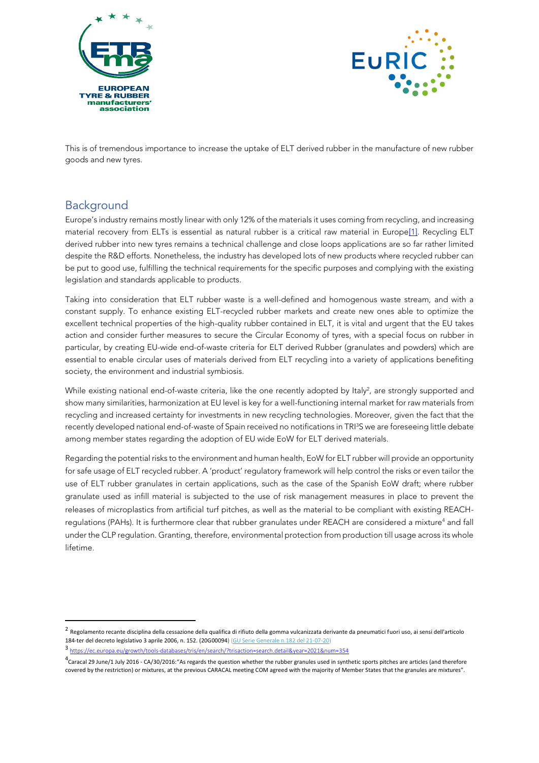This is of tremendous importance to increase the uptake of ELT derived rubber in the manufacture of new rubber goods and new tyres.

## Background

Europe's industry remains mostly linear with only 12% of the materials it uses coming from recycling, and increasing material recovery from ELTs is essential as natural rubber is a critical raw material in Europe[1]. Recycling ELT derived rubber into new tyres remains a technical challenge and close loops applications are so far rather limited despite the R&D efforts. Nonetheless, the industry has developed lots of new products where recycled rubber can be put to good use, fulfilling the technical requirements for the specific purposes and complying with the existing legislation and standards applicable to products.

Taking into consideration that ELT rubber waste is a well-defined and homogenous waste stream, and with a constant supply. To enhance existing ELT-recycled rubber markets and create new ones able to optimize the excellent technical properties of the high-quality rubber contained in ELT, it is vital and urgent that the EU takes action and consider further measures to secure the Circular Economy of tyres, with a special focus on rubber in particular, by creating EU-wide end-of-waste criteria for ELT derived Rubber (granulates and powders) which are essential to enable circular uses of materials derived from ELT recycling into a variety of applications benefiting society, the environment and industrial symbiosis.

While existing national end-of-waste criteria, like the one recently adopted by Italy[2], are strongly supported and show many similarities, harmonization at EU level is key for a well-functioning internal market for raw materials from recycling and increased certainty for investments in new recycling technologies. Moreover, given the fact that the recently developed national end-of-waste of Spain received no notifications in TRI[3]S we are foreseeing little debate among member states regarding the adoption of EU wide EoW for ELT derived materials.

Regarding the potential risks to the environment and human health, EoW for ELT rubber will provide an opportunity for safe usage of ELT recycled rubber. A 'product' regulatory framework will help control the risks or even tailor the use of ELT rubber granulates in certain applications, such as the case of the Spanish EoW draft; where rubber granulate used as infill material is subjected to the use of risk management measures in place to prevent the releases of microplastics from artificial turf pitches, as well as the material to be compliant with existing REACH-regulations (PAHs). It is furthermore clear that rubber granulates under REACH are considered a mixture[4] and fall under the CLP regulation. Granting, therefore, environmental protection from production till usage across its whole lifetime.

---

[2] Regolamento recante disciplina della cessazione della qualifica di rifiuto della gomma vulcanizzata derivante da pneumatici fuori uso, ai sensi dell'articolo 184-ter del decreto legislativo 3 aprile 2006, n. 152. (20G00094) (GU Serie Generale n.182 del 21-07-20)

[3] https://ec.europa.eu/growth/tools-databases/tris/en/search/?trisaction=search.detail&year=2021&num=354

[4] Caracal 29 June/1 July 2016 - CA/30/2016:"As regards the question whether the rubber granules used in synthetic sports pitches are articles (and therefore covered by the restriction) or mixtures, at the previous CARACAL meeting COM agreed with the majority of Member States that the granules are mixtures".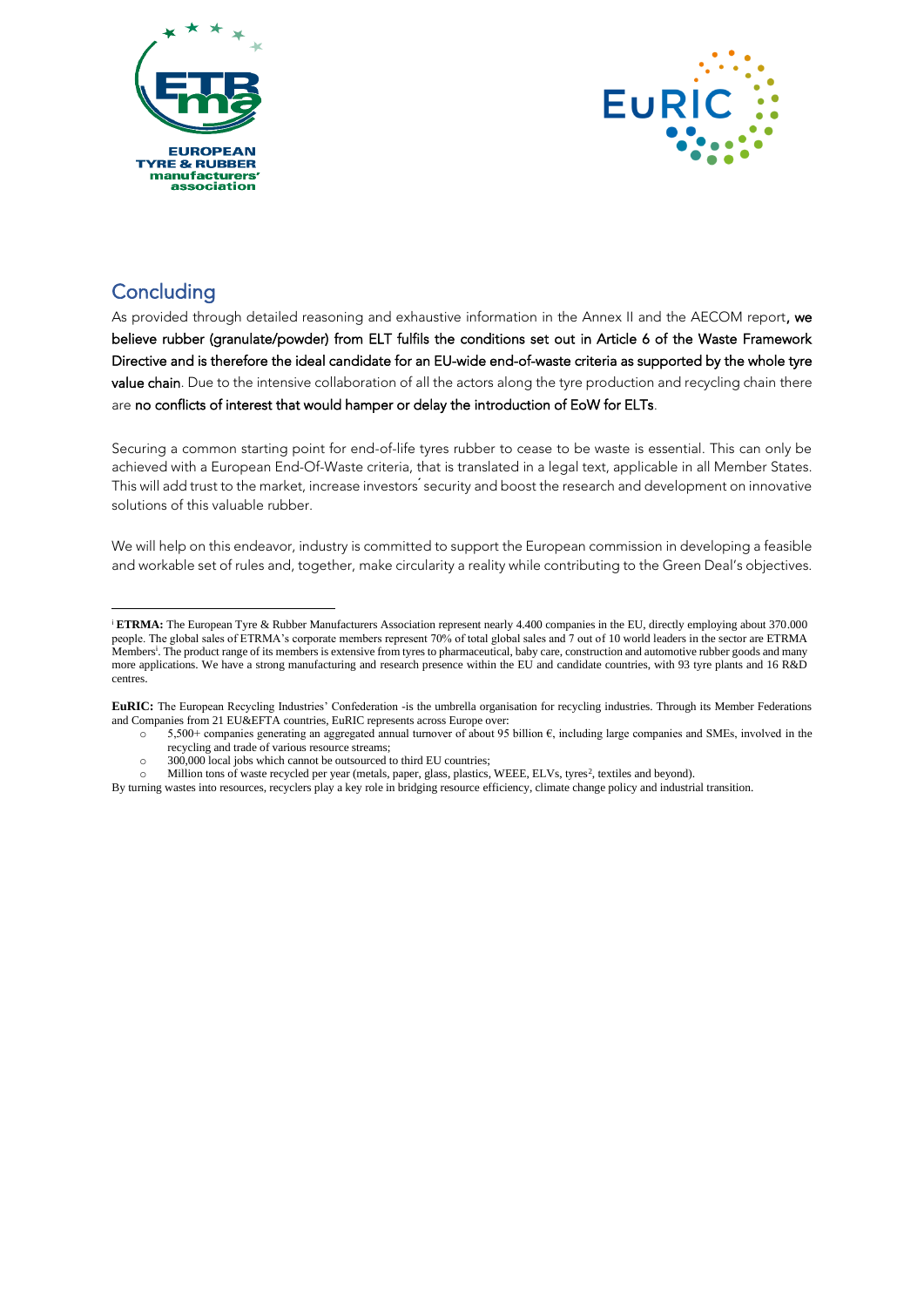## Concluding

As provided through detailed reasoning and exhaustive information in the Annex II and the AECOM report, **we believe rubber (granulate/powder) from ELT fulfils the conditions set out in Article 6 of the Waste Framework Directive and is therefore the ideal candidate for an EU-wide end-of-waste criteria as supported by the whole tyre value chain**. Due to the intensive collaboration of all the actors along the tyre production and recycling chain there are **no conflicts of interest that would hamper or delay the introduction of EoW for ELTs**.

Securing a common starting point for end-of-life tyres rubber to cease to be waste is essential. This can only be achieved with a European End-Of-Waste criteria, that is translated in a legal text, applicable in all Member States. This will add trust to the market, increase investors´ security and boost the research and development on innovative solutions of this valuable rubber.

We will help on this endeavor, industry is committed to support the European commission in developing a feasible and workable set of rules and, together, make circularity a reality while contributing to the Green Deal's objectives.

---

[i] **ETRMA:** The European Tyre & Rubber Manufacturers Association represent nearly 4.400 companies in the EU, directly employing about 370.000 people. The global sales of ETRMA's corporate members represent 70% of total global sales and 7 out of 10 world leaders in the sector are ETRMA Members[i]. The product range of its members is extensive from tyres to pharmaceutical, baby care, construction and automotive rubber goods and many more applications. We have a strong manufacturing and research presence within the EU and candidate countries, with 93 tyre plants and 16 R&D centres.

**EuRIC:** The European Recycling Industries' Confederation -is the umbrella organisation for recycling industries. Through its Member Federations and Companies from 21 EU&EFTA countries, EuRIC represents across Europe over:

- 5,500+ companies generating an aggregated annual turnover of about 95 billion €, including large companies and SMEs, involved in the recycling and trade of various resource streams;
- 300,000 local jobs which cannot be outsourced to third EU countries;
- Million tons of waste recycled per year (metals, paper, glass, plastics, WEEE, ELVs, tyres[2], textiles and beyond).

By turning wastes into resources, recyclers play a key role in bridging resource efficiency, climate change policy and industrial transition.